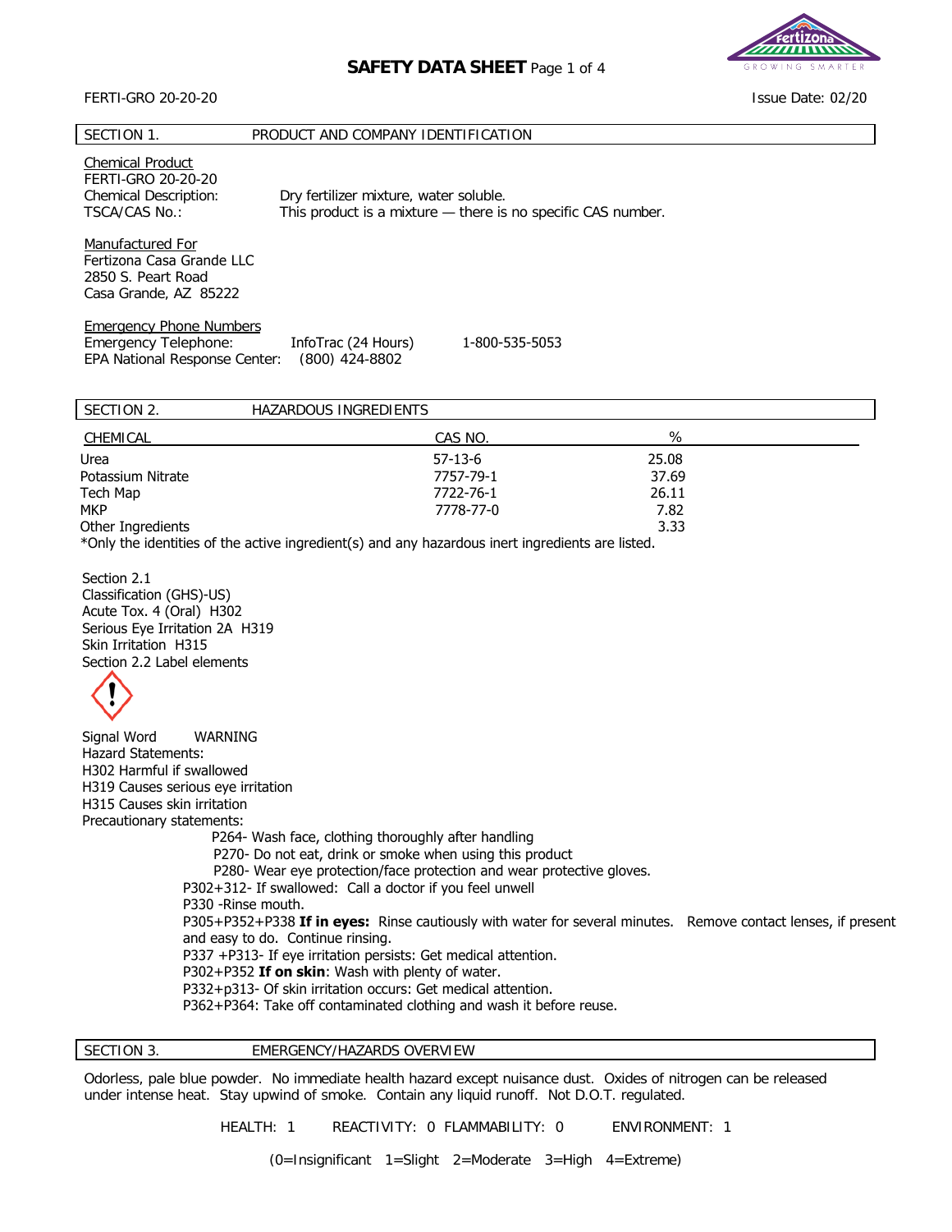# SAFETY DATA SHEET

FERTI-GRO 20-20-20

Issue Date: 02/20

## SECTION 1. PRODUCT AND COMPANY IDENTIFICATION

Chemical Product
FERTI-GRO 20-20-20
Chemical Description: Dry fertilizer mixture, water soluble.
TSCA/CAS No.: This product is a mixture — there is no specific CAS number.

Manufactured For
Fertizona Casa Grande LLC
2850 S. Peart Road
Casa Grande, AZ 85222

Emergency Phone Numbers
Emergency Telephone: InfoTrac (24 Hours) 1-800-535-5053
EPA National Response Center: (800) 424-8802

## SECTION 2. HAZARDOUS INGREDIENTS

| CHEMICAL | CAS NO. | % |
|---|---|---|
| Urea | 57-13-6 | 25.08 |
| Potassium Nitrate | 7757-79-1 | 37.69 |
| Tech Map | 7722-76-1 | 26.11 |
| MKP | 7778-77-0 | 7.82 |
| Other Ingredients | | 3.33 |

*Only the identities of the active ingredient(s) and any hazardous inert ingredients are listed.

Section 2.1
Classification (GHS)-US)
Acute Tox. 4 (Oral) H302
Serious Eye Irritation 2A H319
Skin Irritation H315
Section 2.2 Label elements

Signal Word WARNING
Hazard Statements:
H302 Harmful if swallowed
H319 Causes serious eye irritation
H315 Causes skin irritation
Precautionary statements:

P264- Wash face, clothing thoroughly after handling
P270- Do not eat, drink or smoke when using this product
P280- Wear eye protection/face protection and wear protective gloves.
P302+312- If swallowed: Call a doctor if you feel unwell
P330 -Rinse mouth.
P305+P352+P338 **If in eyes:** Rinse cautiously with water for several minutes. Remove contact lenses, if present and easy to do. Continue rinsing.
P337 +P313- If eye irritation persists: Get medical attention.
P302+P352 **If on skin**: Wash with plenty of water.
P332+p313- Of skin irritation occurs: Get medical attention.
P362+P364: Take off contaminated clothing and wash it before reuse.

## SECTION 3. EMERGENCY/HAZARDS OVERVIEW

Odorless, pale blue powder. No immediate health hazard except nuisance dust. Oxides of nitrogen can be released under intense heat. Stay upwind of smoke. Contain any liquid runoff. Not D.O.T. regulated.

HEALTH: 1 REACTIVITY: 0 FLAMMABILITY: 0 ENVIRONMENT: 1

(0=Insignificant 1=Slight 2=Moderate 3=High 4=Extreme)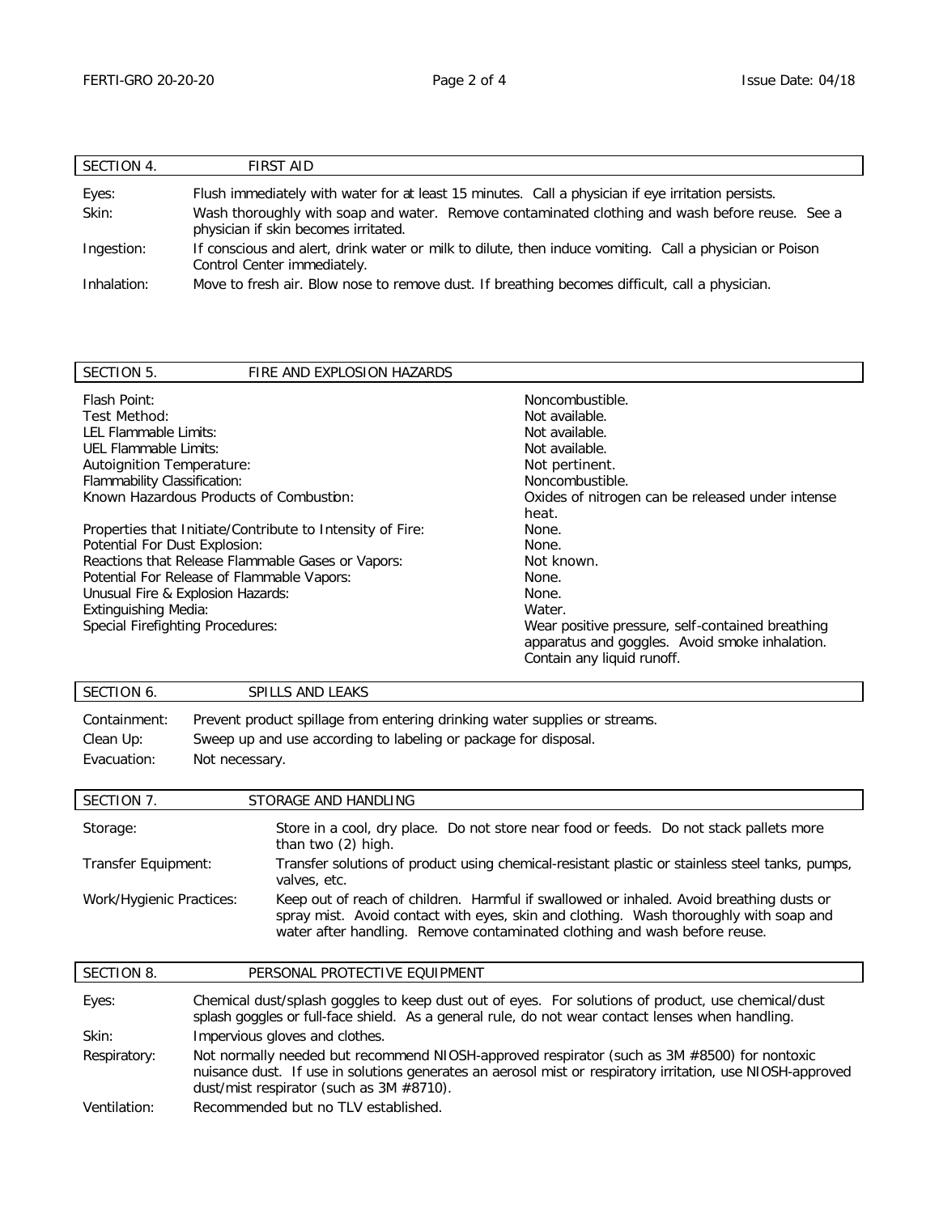## SECTION 4. FIRST AID

| | |
|---|---|
| Eyes: | Flush immediately with water for at least 15 minutes. Call a physician if eye irritation persists. |
| Skin: | Wash thoroughly with soap and water. Remove contaminated clothing and wash before reuse. See a physician if skin becomes irritated. |
| Ingestion: | If conscious and alert, drink water or milk to dilute, then induce vomiting. Call a physician or Poison Control Center immediately. |
| Inhalation: | Move to fresh air. Blow nose to remove dust. If breathing becomes difficult, call a physician. |

## SECTION 5. FIRE AND EXPLOSION HAZARDS

| | |
|---|---|
| Flash Point: | Noncombustible. |
| Test Method: | Not available. |
| LEL Flammable Limits: | Not available. |
| UEL Flammable Limits: | Not available. |
| Autoignition Temperature: | Not pertinent. |
| Flammability Classification: | Noncombustible. |
| Known Hazardous Products of Combustion: | Oxides of nitrogen can be released under intense heat. |
| Properties that Initiate/Contribute to Intensity of Fire: | None. |
| Potential For Dust Explosion: | None. |
| Reactions that Release Flammable Gases or Vapors: | Not known. |
| Potential For Release of Flammable Vapors: | None. |
| Unusual Fire & Explosion Hazards: | None. |
| Extinguishing Media: | Water. |
| Special Firefighting Procedures: | Wear positive pressure, self-contained breathing apparatus and goggles. Avoid smoke inhalation. Contain any liquid runoff. |

## SECTION 6. SPILLS AND LEAKS

| | |
|---|---|
| Containment: | Prevent product spillage from entering drinking water supplies or streams. |
| Clean Up: | Sweep up and use according to labeling or package for disposal. |
| Evacuation: | Not necessary. |

## SECTION 7. STORAGE AND HANDLING

| | |
|---|---|
| Storage: | Store in a cool, dry place. Do not store near food or feeds. Do not stack pallets more than two (2) high. |
| Transfer Equipment: | Transfer solutions of product using chemical-resistant plastic or stainless steel tanks, pumps, valves, etc. |
| Work/Hygienic Practices: | Keep out of reach of children. Harmful if swallowed or inhaled. Avoid breathing dusts or spray mist. Avoid contact with eyes, skin and clothing. Wash thoroughly with soap and water after handling. Remove contaminated clothing and wash before reuse. |

## SECTION 8. PERSONAL PROTECTIVE EQUIPMENT

| | |
|---|---|
| Eyes: | Chemical dust/splash goggles to keep dust out of eyes. For solutions of product, use chemical/dust splash goggles or full-face shield. As a general rule, do not wear contact lenses when handling. |
| Skin: | Impervious gloves and clothes. |
| Respiratory: | Not normally needed but recommend NIOSH-approved respirator (such as 3M #8500) for nontoxic nuisance dust. If use in solutions generates an aerosol mist or respiratory irritation, use NIOSH-approved dust/mist respirator (such as 3M #8710). |
| Ventilation: | Recommended but no TLV established. |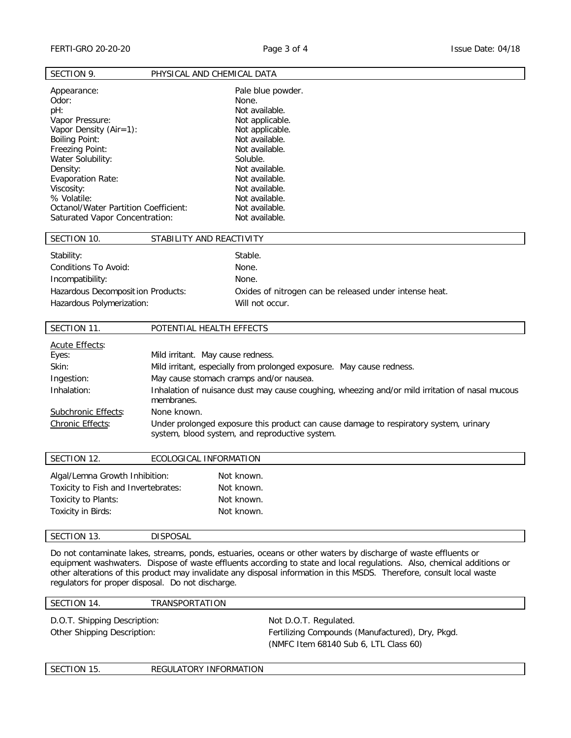## SECTION 9. PHYSICAL AND CHEMICAL DATA

| | |
|---|---|
| Appearance: | Pale blue powder. |
| Odor: | None. |
| pH: | Not available. |
| Vapor Pressure: | Not applicable. |
| Vapor Density (Air=1): | Not applicable. |
| Boiling Point: | Not available. |
| Freezing Point: | Not available. |
| Water Solubility: | Soluble. |
| Density: | Not available. |
| Evaporation Rate: | Not available. |
| Viscosity: | Not available. |
| % Volatile: | Not available. |
| Octanol/Water Partition Coefficient: | Not available. |
| Saturated Vapor Concentration: | Not available. |

## SECTION 10. STABILITY AND REACTIVITY

| | |
|---|---|
| Stability: | Stable. |
| Conditions To Avoid: | None. |
| Incompatibility: | None. |
| Hazardous Decomposition Products: | Oxides of nitrogen can be released under intense heat. |
| Hazardous Polymerization: | Will not occur. |

## SECTION 11. POTENTIAL HEALTH EFFECTS

Acute Effects:

| | |
|---|---|
| Eyes: | Mild irritant. May cause redness. |
| Skin: | Mild irritant, especially from prolonged exposure. May cause redness. |
| Ingestion: | May cause stomach cramps and/or nausea. |
| Inhalation: | Inhalation of nuisance dust may cause coughing, wheezing and/or mild irritation of nasal mucous membranes. |
| Subchronic Effects: | None known. |
| Chronic Effects: | Under prolonged exposure this product can cause damage to respiratory system, urinary system, blood system, and reproductive system. |

## SECTION 12. ECOLOGICAL INFORMATION

| | |
|---|---|
| Algal/Lemna Growth Inhibition: | Not known. |
| Toxicity to Fish and Invertebrates: | Not known. |
| Toxicity to Plants: | Not known. |
| Toxicity in Birds: | Not known. |

## SECTION 13. DISPOSAL

Do not contaminate lakes, streams, ponds, estuaries, oceans or other waters by discharge of waste effluents or equipment washwaters. Dispose of waste effluents according to state and local regulations. Also, chemical additions or other alterations of this product may invalidate any disposal information in this MSDS. Therefore, consult local waste regulators for proper disposal. Do not discharge.

## SECTION 14. TRANSPORTATION

| | |
|---|---|
| D.O.T. Shipping Description: | Not D.O.T. Regulated. |
| Other Shipping Description: | Fertilizing Compounds (Manufactured), Dry, Pkgd. (NMFC Item 68140 Sub 6, LTL Class 60) |

## SECTION 15. REGULATORY INFORMATION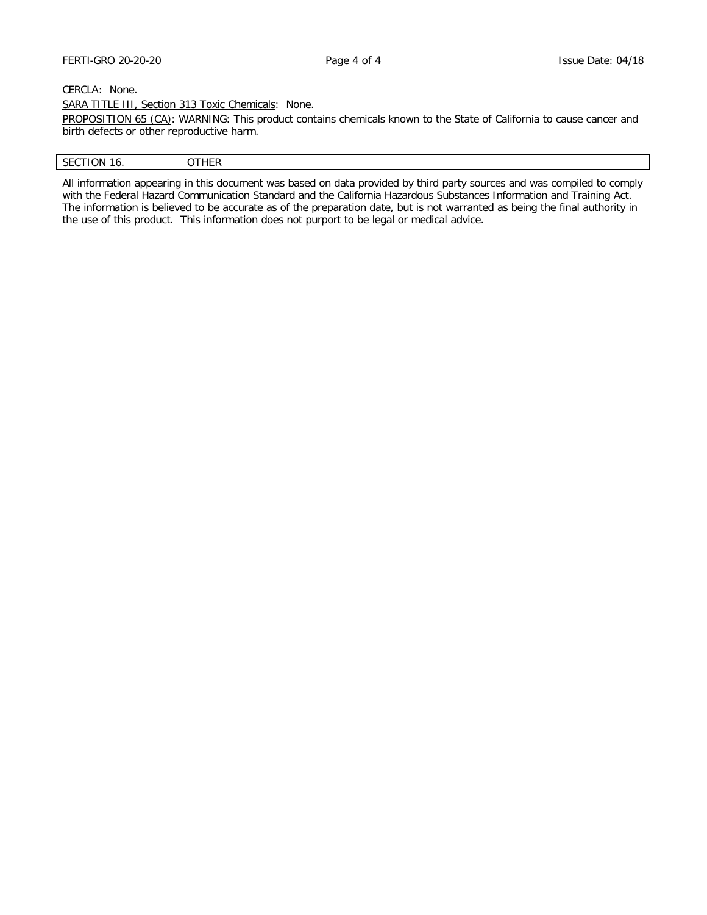CERCLA: None.

SARA TITLE III, Section 313 Toxic Chemicals: None.

PROPOSITION 65 (CA): WARNING: This product contains chemicals known to the State of California to cause cancer and birth defects or other reproductive harm.

## SECTION 16. OTHER

All information appearing in this document was based on data provided by third party sources and was compiled to comply with the Federal Hazard Communication Standard and the California Hazardous Substances Information and Training Act. The information is believed to be accurate as of the preparation date, but is not warranted as being the final authority in the use of this product. This information does not purport to be legal or medical advice.